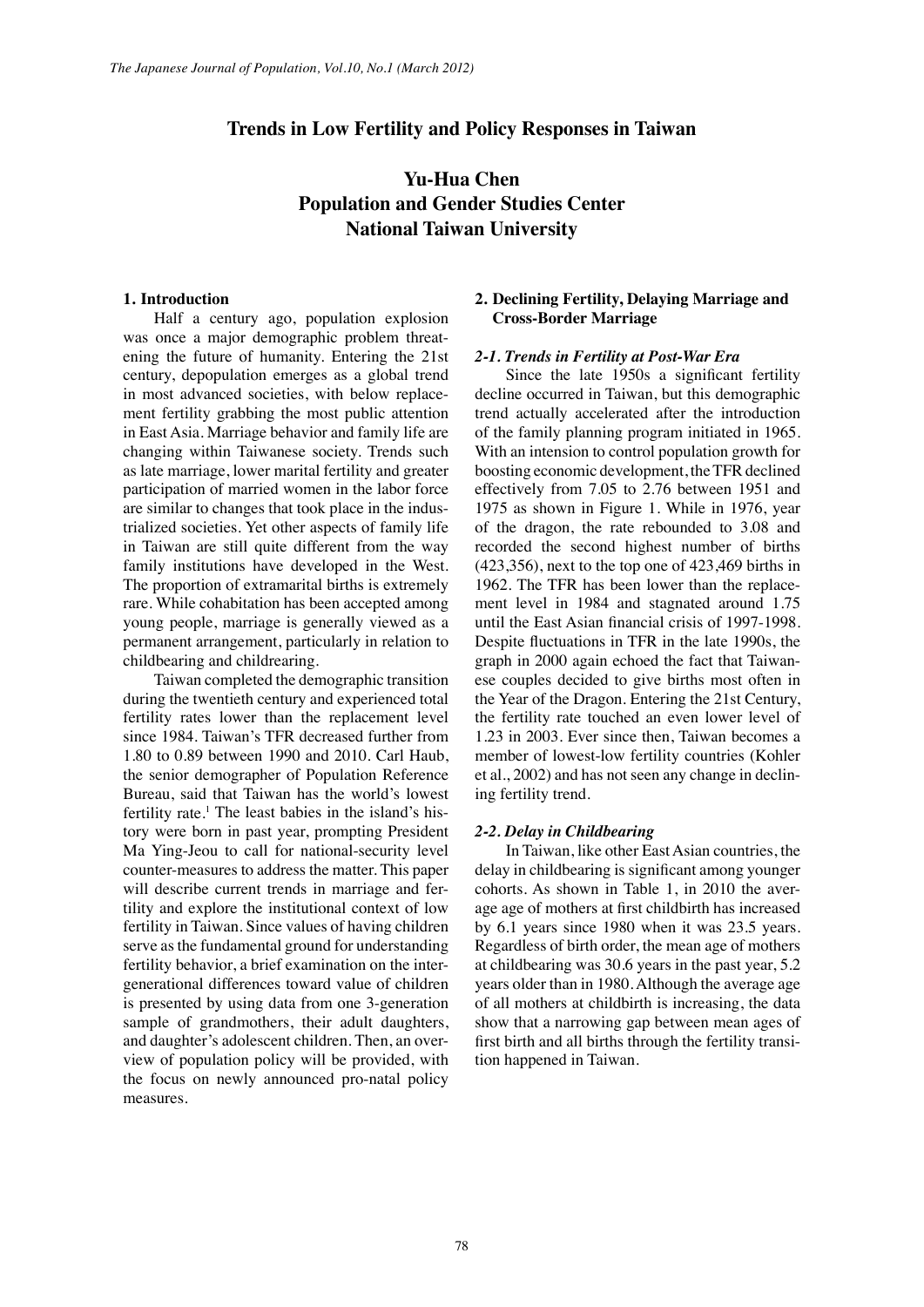# Trends in Low Fertility and Policy Responses in Taiwan

**Yu-Hua Chen**
**Population and Gender Studies Center**
**National Taiwan University**

## 1. Introduction

Half a century ago, population explosion was once a major demographic problem threatening the future of humanity. Entering the 21st century, depopulation emerges as a global trend in most advanced societies, with below replacement fertility grabbing the most public attention in East Asia. Marriage behavior and family life are changing within Taiwanese society. Trends such as late marriage, lower marital fertility and greater participation of married women in the labor force are similar to changes that took place in the industrialized societies. Yet other aspects of family life in Taiwan are still quite different from the way family institutions have developed in the West. The proportion of extramarital births is extremely rare. While cohabitation has been accepted among young people, marriage is generally viewed as a permanent arrangement, particularly in relation to childbearing and childrearing.

Taiwan completed the demographic transition during the twentieth century and experienced total fertility rates lower than the replacement level since 1984. Taiwan's TFR decreased further from 1.80 to 0.89 between 1990 and 2010. Carl Haub, the senior demographer of Population Reference Bureau, said that Taiwan has the world's lowest fertility rate.[1] The least babies in the island's history were born in past year, prompting President Ma Ying-Jeou to call for national-security level counter-measures to address the matter. This paper will describe current trends in marriage and fertility and explore the institutional context of low fertility in Taiwan. Since values of having children serve as the fundamental ground for understanding fertility behavior, a brief examination on the intergenerational differences toward value of children is presented by using data from one 3-generation sample of grandmothers, their adult daughters, and daughter's adolescent children. Then, an overview of population policy will be provided, with the focus on newly announced pro-natal policy measures.

## 2. Declining Fertility, Delaying Marriage and Cross-Border Marriage

### *2-1. Trends in Fertility at Post-War Era*

Since the late 1950s a significant fertility decline occurred in Taiwan, but this demographic trend actually accelerated after the introduction of the family planning program initiated in 1965. With an intension to control population growth for boosting economic development, the TFR declined effectively from 7.05 to 2.76 between 1951 and 1975 as shown in Figure 1. While in 1976, year of the dragon, the rate rebounded to 3.08 and recorded the second highest number of births (423,356), next to the top one of 423,469 births in 1962. The TFR has been lower than the replacement level in 1984 and stagnated around 1.75 until the East Asian financial crisis of 1997-1998. Despite fluctuations in TFR in the late 1990s, the graph in 2000 again echoed the fact that Taiwanese couples decided to give births most often in the Year of the Dragon. Entering the 21st Century, the fertility rate touched an even lower level of 1.23 in 2003. Ever since then, Taiwan becomes a member of lowest-low fertility countries (Kohler et al., 2002) and has not seen any change in declining fertility trend.

### *2-2. Delay in Childbearing*

In Taiwan, like other East Asian countries, the delay in childbearing is significant among younger cohorts. As shown in Table 1, in 2010 the average age of mothers at first childbirth has increased by 6.1 years since 1980 when it was 23.5 years. Regardless of birth order, the mean age of mothers at childbearing was 30.6 years in the past year, 5.2 years older than in 1980. Although the average age of all mothers at childbirth is increasing, the data show that a narrowing gap between mean ages of first birth and all births through the fertility transition happened in Taiwan.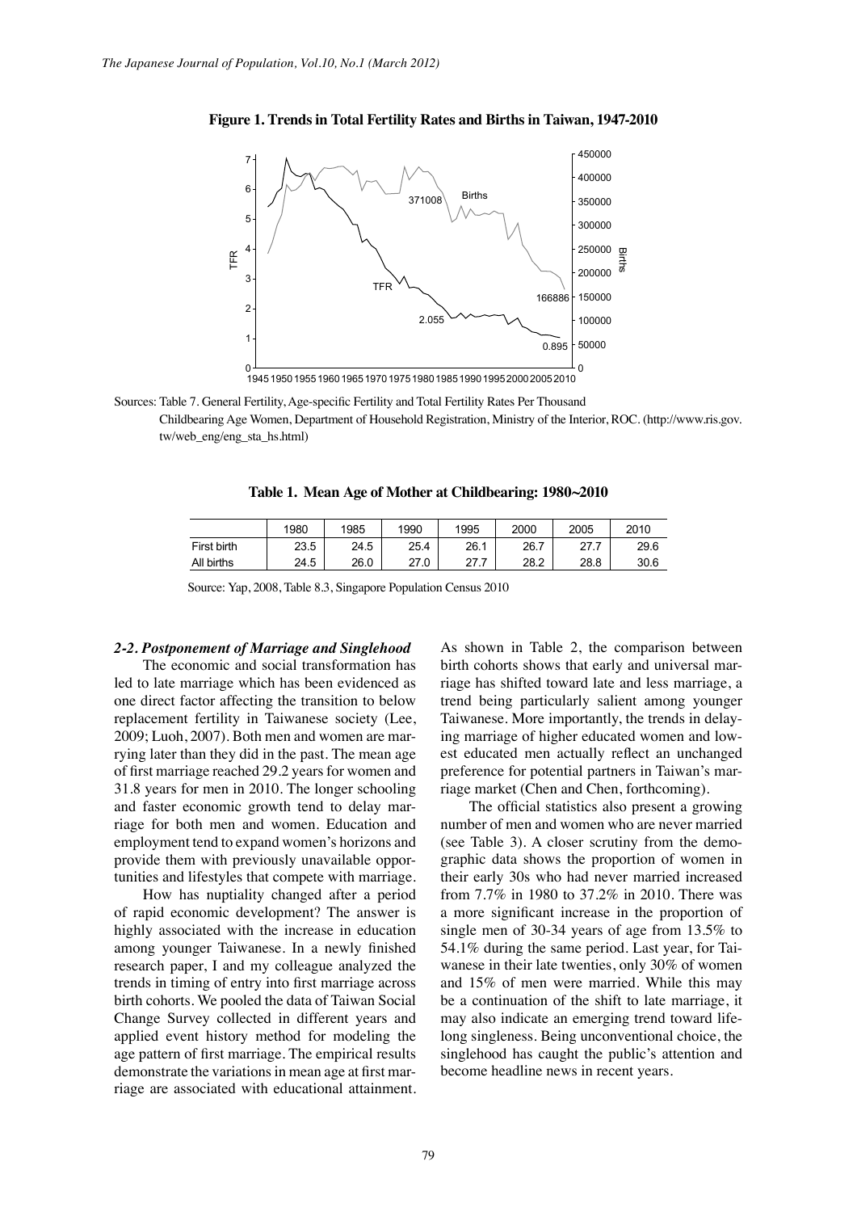**Figure 1. Trends in Total Fertility Rates and Births in Taiwan, 1947-2010**

Sources: Table 7. General Fertility, Age-specific Fertility and Total Fertility Rates Per Thousand Childbearing Age Women, Department of Household Registration, Ministry of the Interior, ROC. (http://www.ris.gov.tw/web_eng/eng_sta_hs.html)

**Table 1. Mean Age of Mother at Childbearing: 1980~2010**

| | 1980 | 1985 | 1990 | 1995 | 2000 | 2005 | 2010 |
|---|---|---|---|---|---|---|---|
| First birth | 23.5 | 24.5 | 25.4 | 26.1 | 26.7 | 27.7 | 29.6 |
| All births | 24.5 | 26.0 | 27.0 | 27.7 | 28.2 | 28.8 | 30.6 |

Source: Yap, 2008, Table 8.3, Singapore Population Census 2010

### *2-2. Postponement of Marriage and Singlehood*

The economic and social transformation has led to late marriage which has been evidenced as one direct factor affecting the transition to below replacement fertility in Taiwanese society (Lee, 2009; Luoh, 2007). Both men and women are marrying later than they did in the past. The mean age of first marriage reached 29.2 years for women and 31.8 years for men in 2010. The longer schooling and faster economic growth tend to delay marriage for both men and women. Education and employment tend to expand women's horizons and provide them with previously unavailable opportunities and lifestyles that compete with marriage.

How has nuptiality changed after a period of rapid economic development? The answer is highly associated with the increase in education among younger Taiwanese. In a newly finished research paper, I and my colleague analyzed the trends in timing of entry into first marriage across birth cohorts. We pooled the data of Taiwan Social Change Survey collected in different years and applied event history method for modeling the age pattern of first marriage. The empirical results demonstrate the variations in mean age at first marriage are associated with educational attainment. As shown in Table 2, the comparison between birth cohorts shows that early and universal marriage has shifted toward late and less marriage, a trend being particularly salient among younger Taiwanese. More importantly, the trends in delaying marriage of higher educated women and lowest educated men actually reflect an unchanged preference for potential partners in Taiwan's marriage market (Chen and Chen, forthcoming).

The official statistics also present a growing number of men and women who are never married (see Table 3). A closer scrutiny from the demographic data shows the proportion of women in their early 30s who had never married increased from 7.7% in 1980 to 37.2% in 2010. There was a more significant increase in the proportion of single men of 30-34 years of age from 13.5% to 54.1% during the same period. Last year, for Taiwanese in their late twenties, only 30% of women and 15% of men were married. While this may be a continuation of the shift to late marriage, it may also indicate an emerging trend toward lifelong singleness. Being unconventional choice, the singlehood has caught the public's attention and become headline news in recent years.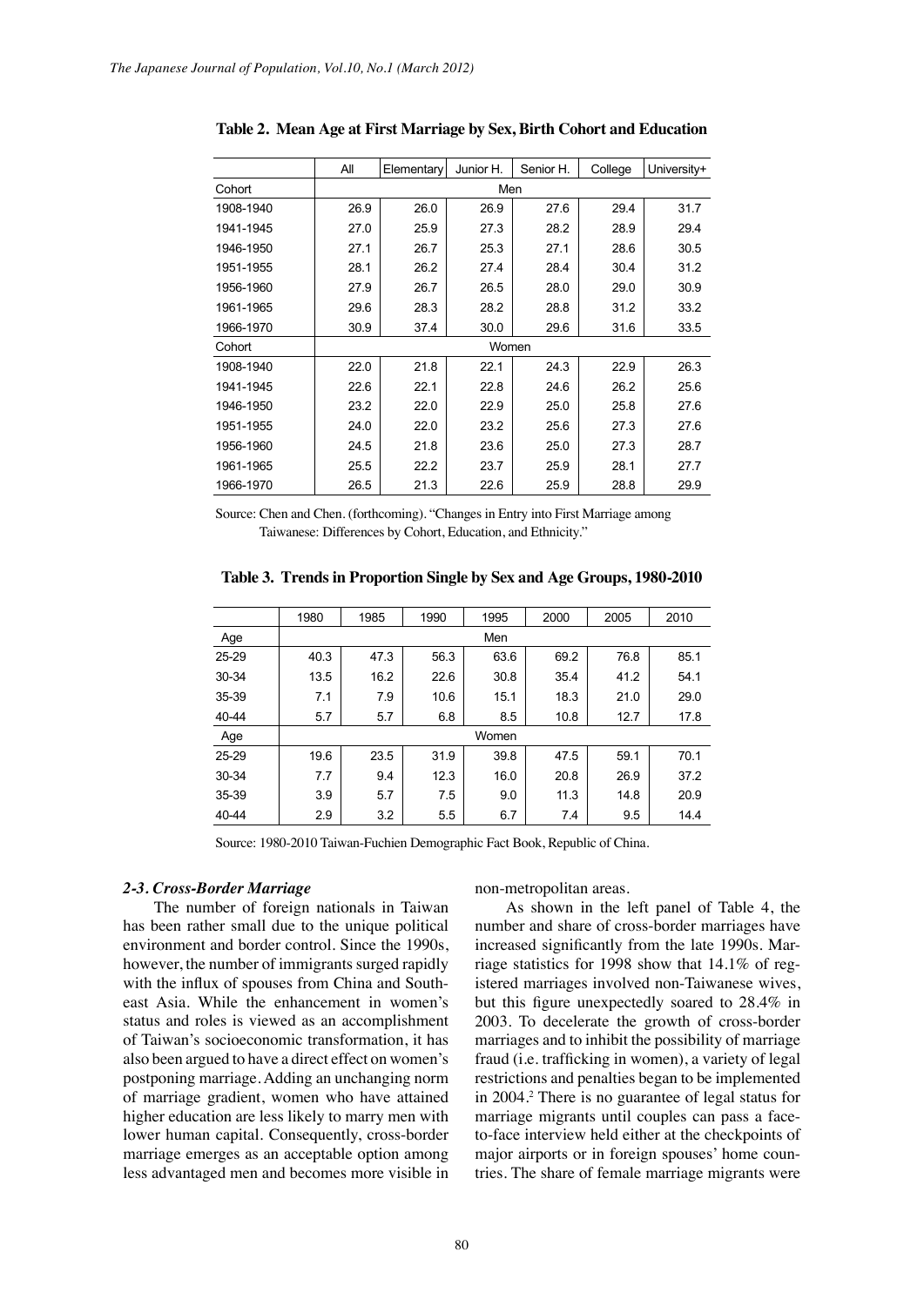**Table 2. Mean Age at First Marriage by Sex, Birth Cohort and Education**

| | All | Elementary | Junior H. | Senior H. | College | University+ |
|---|---|---|---|---|---|---|
| Cohort | Men | | | | | |
| 1908-1940 | 26.9 | 26.0 | 26.9 | 27.6 | 29.4 | 31.7 |
| 1941-1945 | 27.0 | 25.9 | 27.3 | 28.2 | 28.9 | 29.4 |
| 1946-1950 | 27.1 | 26.7 | 25.3 | 27.1 | 28.6 | 30.5 |
| 1951-1955 | 28.1 | 26.2 | 27.4 | 28.4 | 30.4 | 31.2 |
| 1956-1960 | 27.9 | 26.7 | 26.5 | 28.0 | 29.0 | 30.9 |
| 1961-1965 | 29.6 | 28.3 | 28.2 | 28.8 | 31.2 | 33.2 |
| 1966-1970 | 30.9 | 37.4 | 30.0 | 29.6 | 31.6 | 33.5 |
| Cohort | Women | | | | | |
| 1908-1940 | 22.0 | 21.8 | 22.1 | 24.3 | 22.9 | 26.3 |
| 1941-1945 | 22.6 | 22.1 | 22.8 | 24.6 | 26.2 | 25.6 |
| 1946-1950 | 23.2 | 22.0 | 22.9 | 25.0 | 25.8 | 27.6 |
| 1951-1955 | 24.0 | 22.0 | 23.2 | 25.6 | 27.3 | 27.6 |
| 1956-1960 | 24.5 | 21.8 | 23.6 | 25.0 | 27.3 | 28.7 |
| 1961-1965 | 25.5 | 22.2 | 23.7 | 25.9 | 28.1 | 27.7 |
| 1966-1970 | 26.5 | 21.3 | 22.6 | 25.9 | 28.8 | 29.9 |

Source: Chen and Chen. (forthcoming). "Changes in Entry into First Marriage among Taiwanese: Differences by Cohort, Education, and Ethnicity."

**Table 3. Trends in Proportion Single by Sex and Age Groups, 1980-2010**

| | 1980 | 1985 | 1990 | 1995 | 2000 | 2005 | 2010 |
|---|---|---|---|---|---|---|---|
| Age | Men | | | | | | |
| 25-29 | 40.3 | 47.3 | 56.3 | 63.6 | 69.2 | 76.8 | 85.1 |
| 30-34 | 13.5 | 16.2 | 22.6 | 30.8 | 35.4 | 41.2 | 54.1 |
| 35-39 | 7.1 | 7.9 | 10.6 | 15.1 | 18.3 | 21.0 | 29.0 |
| 40-44 | 5.7 | 5.7 | 6.8 | 8.5 | 10.8 | 12.7 | 17.8 |
| Age | Women | | | | | | |
| 25-29 | 19.6 | 23.5 | 31.9 | 39.8 | 47.5 | 59.1 | 70.1 |
| 30-34 | 7.7 | 9.4 | 12.3 | 16.0 | 20.8 | 26.9 | 37.2 |
| 35-39 | 3.9 | 5.7 | 7.5 | 9.0 | 11.3 | 14.8 | 20.9 |
| 40-44 | 2.9 | 3.2 | 5.5 | 6.7 | 7.4 | 9.5 | 14.4 |

Source: 1980-2010 Taiwan-Fuchien Demographic Fact Book, Republic of China.

### *2-3. Cross-Border Marriage*

The number of foreign nationals in Taiwan has been rather small due to the unique political environment and border control. Since the 1990s, however, the number of immigrants surged rapidly with the influx of spouses from China and Southeast Asia. While the enhancement in women's status and roles is viewed as an accomplishment of Taiwan's socioeconomic transformation, it has also been argued to have a direct effect on women's postponing marriage. Adding an unchanging norm of marriage gradient, women who have attained higher education are less likely to marry men with lower human capital. Consequently, cross-border marriage emerges as an acceptable option among less advantaged men and becomes more visible in non-metropolitan areas.

As shown in the left panel of Table 4, the number and share of cross-border marriages have increased significantly from the late 1990s. Marriage statistics for 1998 show that 14.1% of registered marriages involved non-Taiwanese wives, but this figure unexpectedly soared to 28.4% in 2003. To decelerate the growth of cross-border marriages and to inhibit the possibility of marriage fraud (i.e. trafficking in women), a variety of legal restrictions and penalties began to be implemented in 2004.[2] There is no guarantee of legal status for marriage migrants until couples can pass a face-to-face interview held either at the checkpoints of major airports or in foreign spouses' home countries. The share of female marriage migrants were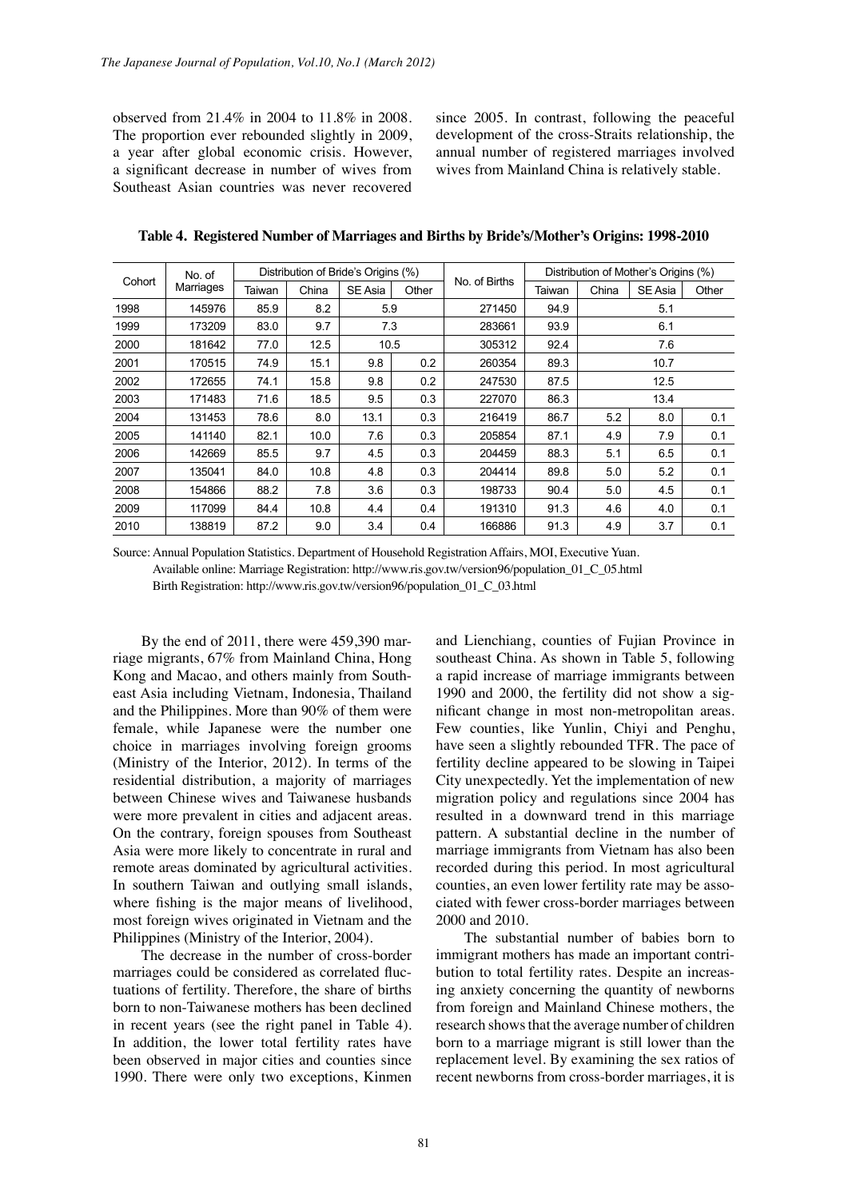observed from 21.4% in 2004 to 11.8% in 2008. The proportion ever rebounded slightly in 2009, a year after global economic crisis. However, a significant decrease in number of wives from Southeast Asian countries was never recovered since 2005. In contrast, following the peaceful development of the cross-Straits relationship, the annual number of registered marriages involved wives from Mainland China is relatively stable.

**Table 4. Registered Number of Marriages and Births by Bride's/Mother's Origins: 1998-2010**

| Cohort | No. of Marriages | Distribution of Bride's Origins (%) | | | | No. of Births | Distribution of Mother's Origins (%) | | | |
|---|---|---|---|---|---|---|---|---|---|---|
| | | Taiwan | China | SE Asia | Other | | Taiwan | China | SE Asia | Other |
| 1998 | 145976 | 85.9 | 8.2 | 5.9 | | 271450 | 94.9 | 5.1 | | |
| 1999 | 173209 | 83.0 | 9.7 | 7.3 | | 283661 | 93.9 | 6.1 | | |
| 2000 | 181642 | 77.0 | 12.5 | 10.5 | | 305312 | 92.4 | 7.6 | | |
| 2001 | 170515 | 74.9 | 15.1 | 9.8 | 0.2 | 260354 | 89.3 | 10.7 | | |
| 2002 | 172655 | 74.1 | 15.8 | 9.8 | 0.2 | 247530 | 87.5 | 12.5 | | |
| 2003 | 171483 | 71.6 | 18.5 | 9.5 | 0.3 | 227070 | 86.3 | 13.4 | | |
| 2004 | 131453 | 78.6 | 8.0 | 13.1 | 0.3 | 216419 | 86.7 | 5.2 | 8.0 | 0.1 |
| 2005 | 141140 | 82.1 | 10.0 | 7.6 | 0.3 | 205854 | 87.1 | 4.9 | 7.9 | 0.1 |
| 2006 | 142669 | 85.5 | 9.7 | 4.5 | 0.3 | 204459 | 88.3 | 5.1 | 6.5 | 0.1 |
| 2007 | 135041 | 84.0 | 10.8 | 4.8 | 0.3 | 204414 | 89.8 | 5.0 | 5.2 | 0.1 |
| 2008 | 154866 | 88.2 | 7.8 | 3.6 | 0.3 | 198733 | 90.4 | 5.0 | 4.5 | 0.1 |
| 2009 | 117099 | 84.4 | 10.8 | 4.4 | 0.4 | 191310 | 91.3 | 4.6 | 4.0 | 0.1 |
| 2010 | 138819 | 87.2 | 9.0 | 3.4 | 0.4 | 166886 | 91.3 | 4.9 | 3.7 | 0.1 |

Source: Annual Population Statistics. Department of Household Registration Affairs, MOI, Executive Yuan.
Available online: Marriage Registration: http://www.ris.gov.tw/version96/population_01_C_05.html
Birth Registration: http://www.ris.gov.tw/version96/population_01_C_03.html

By the end of 2011, there were 459,390 marriage migrants, 67% from Mainland China, Hong Kong and Macao, and others mainly from Southeast Asia including Vietnam, Indonesia, Thailand and the Philippines. More than 90% of them were female, while Japanese were the number one choice in marriages involving foreign grooms (Ministry of the Interior, 2012). In terms of the residential distribution, a majority of marriages between Chinese wives and Taiwanese husbands were more prevalent in cities and adjacent areas. On the contrary, foreign spouses from Southeast Asia were more likely to concentrate in rural and remote areas dominated by agricultural activities. In southern Taiwan and outlying small islands, where fishing is the major means of livelihood, most foreign wives originated in Vietnam and the Philippines (Ministry of the Interior, 2004).

The decrease in the number of cross-border marriages could be considered as correlated fluctuations of fertility. Therefore, the share of births born to non-Taiwanese mothers has been declined in recent years (see the right panel in Table 4). In addition, the lower total fertility rates have been observed in major cities and counties since 1990. There were only two exceptions, Kinmen and Lienchiang, counties of Fujian Province in southeast China. As shown in Table 5, following a rapid increase of marriage immigrants between 1990 and 2000, the fertility did not show a significant change in most non-metropolitan areas. Few counties, like Yunlin, Chiyi and Penghu, have seen a slightly rebounded TFR. The pace of fertility decline appeared to be slowing in Taipei City unexpectedly. Yet the implementation of new migration policy and regulations since 2004 has resulted in a downward trend in this marriage pattern. A substantial decline in the number of marriage immigrants from Vietnam has also been recorded during this period. In most agricultural counties, an even lower fertility rate may be associated with fewer cross-border marriages between 2000 and 2010.

The substantial number of babies born to immigrant mothers has made an important contribution to total fertility rates. Despite an increasing anxiety concerning the quantity of newborns from foreign and Mainland Chinese mothers, the research shows that the average number of children born to a marriage migrant is still lower than the replacement level. By examining the sex ratios of recent newborns from cross-border marriages, it is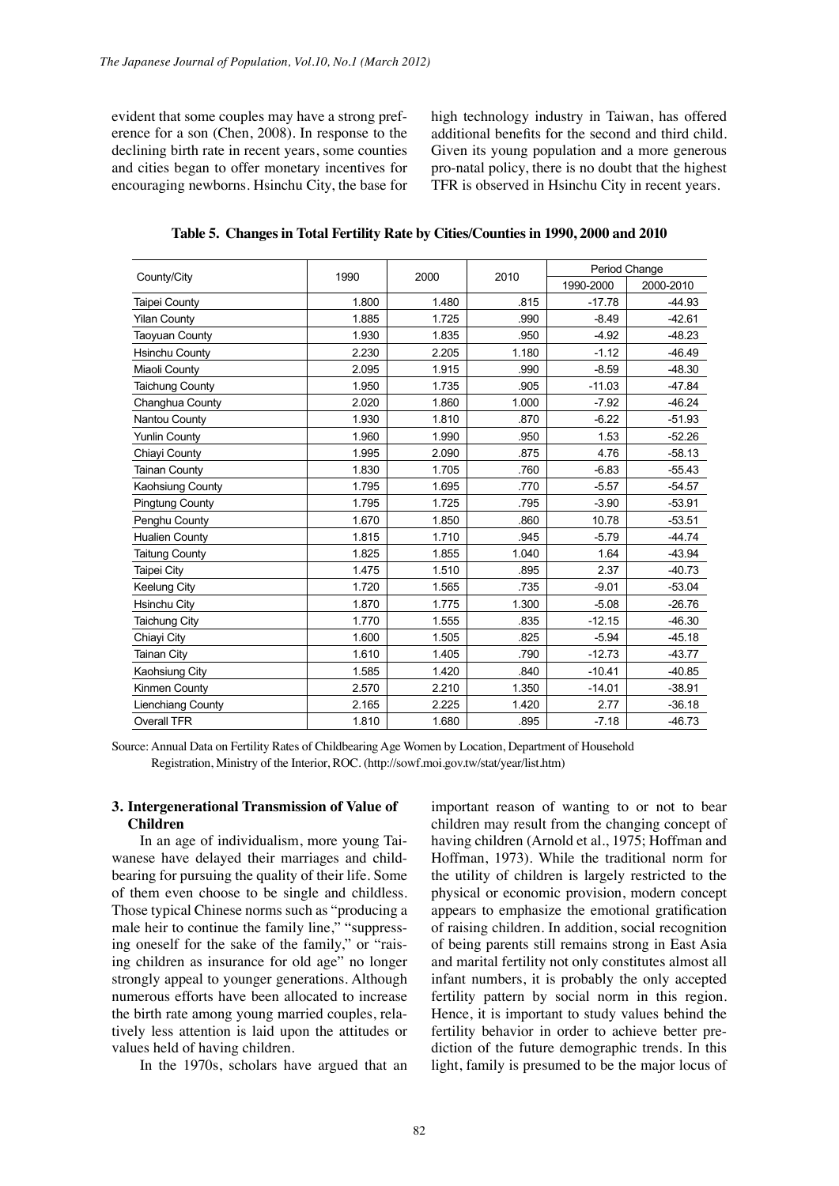evident that some couples may have a strong preference for a son (Chen, 2008). In response to the declining birth rate in recent years, some counties and cities began to offer monetary incentives for encouraging newborns. Hsinchu City, the base for high technology industry in Taiwan, has offered additional benefits for the second and third child. Given its young population and a more generous pro-natal policy, there is no doubt that the highest TFR is observed in Hsinchu City in recent years.

**Table 5. Changes in Total Fertility Rate by Cities/Counties in 1990, 2000 and 2010**

| County/City | 1990 | 2000 | 2010 | Period Change | |
|---|---|---|---|---|---|
| | | | | 1990-2000 | 2000-2010 |
| Taipei County | 1.800 | 1.480 | .815 | -17.78 | -44.93 |
| Yilan County | 1.885 | 1.725 | .990 | -8.49 | -42.61 |
| Taoyuan County | 1.930 | 1.835 | .950 | -4.92 | -48.23 |
| Hsinchu County | 2.230 | 2.205 | 1.180 | -1.12 | -46.49 |
| Miaoli County | 2.095 | 1.915 | .990 | -8.59 | -48.30 |
| Taichung County | 1.950 | 1.735 | .905 | -11.03 | -47.84 |
| Changhua County | 2.020 | 1.860 | 1.000 | -7.92 | -46.24 |
| Nantou County | 1.930 | 1.810 | .870 | -6.22 | -51.93 |
| Yunlin County | 1.960 | 1.990 | .950 | 1.53 | -52.26 |
| Chiayi County | 1.995 | 2.090 | .875 | 4.76 | -58.13 |
| Tainan County | 1.830 | 1.705 | .760 | -6.83 | -55.43 |
| Kaohsiung County | 1.795 | 1.695 | .770 | -5.57 | -54.57 |
| Pingtung County | 1.795 | 1.725 | .795 | -3.90 | -53.91 |
| Penghu County | 1.670 | 1.850 | .860 | 10.78 | -53.51 |
| Hualien County | 1.815 | 1.710 | .945 | -5.79 | -44.74 |
| Taitung County | 1.825 | 1.855 | 1.040 | 1.64 | -43.94 |
| Taipei City | 1.475 | 1.510 | .895 | 2.37 | -40.73 |
| Keelung City | 1.720 | 1.565 | .735 | -9.01 | -53.04 |
| Hsinchu City | 1.870 | 1.775 | 1.300 | -5.08 | -26.76 |
| Taichung City | 1.770 | 1.555 | .835 | -12.15 | -46.30 |
| Chiayi City | 1.600 | 1.505 | .825 | -5.94 | -45.18 |
| Tainan City | 1.610 | 1.405 | .790 | -12.73 | -43.77 |
| Kaohsiung City | 1.585 | 1.420 | .840 | -10.41 | -40.85 |
| Kinmen County | 2.570 | 2.210 | 1.350 | -14.01 | -38.91 |
| Lienchiang County | 2.165 | 2.225 | 1.420 | 2.77 | -36.18 |
| Overall TFR | 1.810 | 1.680 | .895 | -7.18 | -46.73 |

Source: Annual Data on Fertility Rates of Childbearing Age Women by Location, Department of Household Registration, Ministry of the Interior, ROC. (http://sowf.moi.gov.tw/stat/year/list.htm)

### 3. Intergenerational Transmission of Value of Children

In an age of individualism, more young Taiwanese have delayed their marriages and childbearing for pursuing the quality of their life. Some of them even choose to be single and childless. Those typical Chinese norms such as "producing a male heir to continue the family line," "suppressing oneself for the sake of the family," or "raising children as insurance for old age" no longer strongly appeal to younger generations. Although numerous efforts have been allocated to increase the birth rate among young married couples, relatively less attention is laid upon the attitudes or values held of having children.

In the 1970s, scholars have argued that an important reason of wanting to or not to bear children may result from the changing concept of having children (Arnold et al., 1975; Hoffman and Hoffman, 1973). While the traditional norm for the utility of children is largely restricted to the physical or economic provision, modern concept appears to emphasize the emotional gratification of raising children. In addition, social recognition of being parents still remains strong in East Asia and marital fertility not only constitutes almost all infant numbers, it is probably the only accepted fertility pattern by social norm in this region. Hence, it is important to study values behind the fertility behavior in order to achieve better prediction of the future demographic trends. In this light, family is presumed to be the major locus of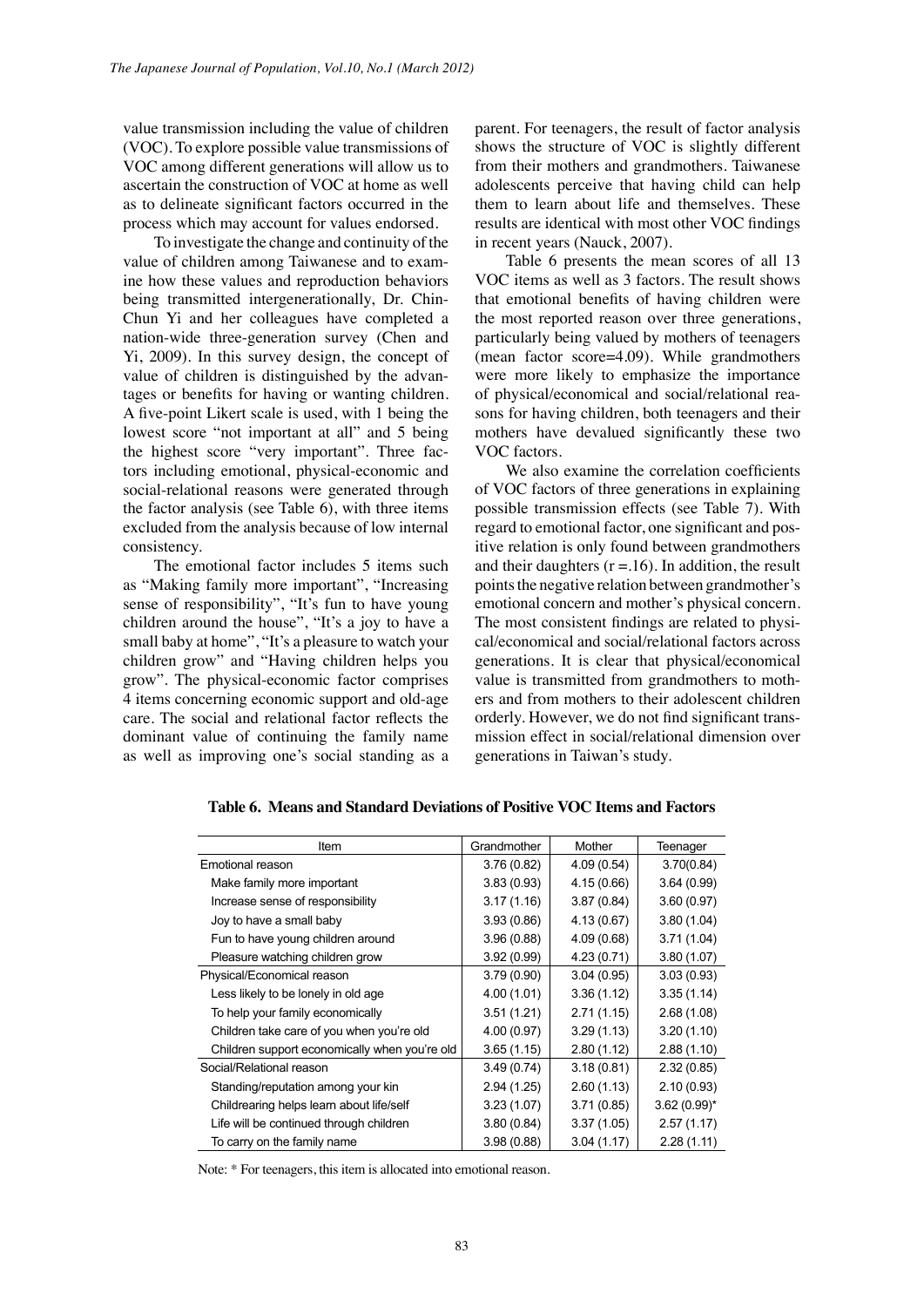value transmission including the value of children (VOC). To explore possible value transmissions of VOC among different generations will allow us to ascertain the construction of VOC at home as well as to delineate significant factors occurred in the process which may account for values endorsed.

To investigate the change and continuity of the value of children among Taiwanese and to examine how these values and reproduction behaviors being transmitted intergenerationally, Dr. Chin-Chun Yi and her colleagues have completed a nation-wide three-generation survey (Chen and Yi, 2009). In this survey design, the concept of value of children is distinguished by the advantages or benefits for having or wanting children. A five-point Likert scale is used, with 1 being the lowest score "not important at all" and 5 being the highest score "very important". Three factors including emotional, physical-economic and social-relational reasons were generated through the factor analysis (see Table 6), with three items excluded from the analysis because of low internal consistency.

The emotional factor includes 5 items such as "Making family more important", "Increasing sense of responsibility", "It's fun to have young children around the house", "It's a joy to have a small baby at home", "It's a pleasure to watch your children grow" and "Having children helps you grow". The physical-economic factor comprises 4 items concerning economic support and old-age care. The social and relational factor reflects the dominant value of continuing the family name as well as improving one's social standing as a parent. For teenagers, the result of factor analysis shows the structure of VOC is slightly different from their mothers and grandmothers. Taiwanese adolescents perceive that having child can help them to learn about life and themselves. These results are identical with most other VOC findings in recent years (Nauck, 2007).

Table 6 presents the mean scores of all 13 VOC items as well as 3 factors. The result shows that emotional benefits of having children were the most reported reason over three generations, particularly being valued by mothers of teenagers (mean factor score=4.09). While grandmothers were more likely to emphasize the importance of physical/economical and social/relational reasons for having children, both teenagers and their mothers have devalued significantly these two VOC factors.

We also examine the correlation coefficients of VOC factors of three generations in explaining possible transmission effects (see Table 7). With regard to emotional factor, one significant and positive relation is only found between grandmothers and their daughters ($r = .16$). In addition, the result points the negative relation between grandmother's emotional concern and mother's physical concern. The most consistent findings are related to physical/economical and social/relational factors across generations. It is clear that physical/economical value is transmitted from grandmothers to mothers and from mothers to their adolescent children orderly. However, we do not find significant transmission effect in social/relational dimension over generations in Taiwan's study.

**Table 6. Means and Standard Deviations of Positive VOC Items and Factors**

| Item | Grandmother | Mother | Teenager |
|---|---|---|---|
| Emotional reason | 3.76 (0.82) | 4.09 (0.54) | 3.70(0.84) |
| Make family more important | 3.83 (0.93) | 4.15 (0.66) | 3.64 (0.99) |
| Increase sense of responsibility | 3.17 (1.16) | 3.87 (0.84) | 3.60 (0.97) |
| Joy to have a small baby | 3.93 (0.86) | 4.13 (0.67) | 3.80 (1.04) |
| Fun to have young children around | 3.96 (0.88) | 4.09 (0.68) | 3.71 (1.04) |
| Pleasure watching children grow | 3.92 (0.99) | 4.23 (0.71) | 3.80 (1.07) |
| Physical/Economical reason | 3.79 (0.90) | 3.04 (0.95) | 3.03 (0.93) |
| Less likely to be lonely in old age | 4.00 (1.01) | 3.36 (1.12) | 3.35 (1.14) |
| To help your family economically | 3.51 (1.21) | 2.71 (1.15) | 2.68 (1.08) |
| Children take care of you when you're old | 4.00 (0.97) | 3.29 (1.13) | 3.20 (1.10) |
| Children support economically when you're old | 3.65 (1.15) | 2.80 (1.12) | 2.88 (1.10) |
| Social/Relational reason | 3.49 (0.74) | 3.18 (0.81) | 2.32 (0.85) |
| Standing/reputation among your kin | 2.94 (1.25) | 2.60 (1.13) | 2.10 (0.93) |
| Childrearing helps learn about life/self | 3.23 (1.07) | 3.71 (0.85) | 3.62 (0.99)* |
| Life will be continued through children | 3.80 (0.84) | 3.37 (1.05) | 2.57 (1.17) |
| To carry on the family name | 3.98 (0.88) | 3.04 (1.17) | 2.28 (1.11) |

Note: * For teenagers, this item is allocated into emotional reason.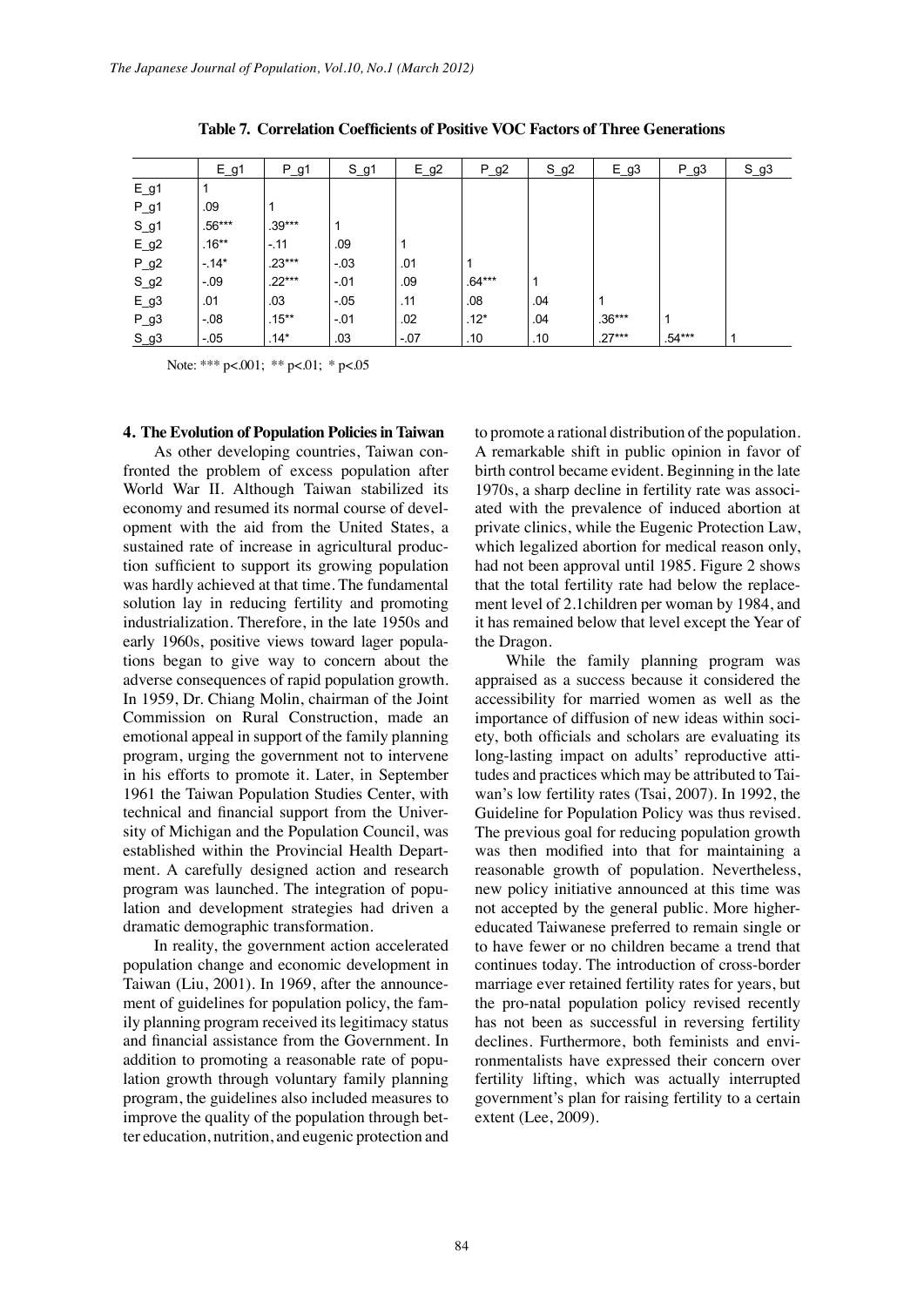**Table 7. Correlation Coefficients of Positive VOC Factors of Three Generations**

| | E_g1 | P_g1 | S_g1 | E_g2 | P_g2 | S_g2 | E_g3 | P_g3 | S_g3 |
|---|---|---|---|---|---|---|---|---|---|
| E_g1 | 1 | | | | | | | | |
| P_g1 | .09 | 1 | | | | | | | |
| S_g1 | .56*** | .39*** | 1 | | | | | | |
| E_g2 | .16** | -.11 | .09 | 1 | | | | | |
| P_g2 | -.14* | .23*** | -.03 | .01 | 1 | | | | |
| S_g2 | -.09 | .22*** | -.01 | .09 | .64*** | 1 | | | |
| E_g3 | .01 | .03 | -.05 | .11 | .08 | .04 | 1 | | |
| P_g3 | -.08 | .15** | -.01 | .02 | .12* | .04 | .36*** | 1 | |
| S_g3 | -.05 | .14* | .03 | -.07 | .10 | .10 | .27*** | .54*** | 1 |

Note: *** p<.001; ** p<.01; * p<.05

## 4. The Evolution of Population Policies in Taiwan

As other developing countries, Taiwan confronted the problem of excess population after World War II. Although Taiwan stabilized its economy and resumed its normal course of development with the aid from the United States, a sustained rate of increase in agricultural production sufficient to support its growing population was hardly achieved at that time. The fundamental solution lay in reducing fertility and promoting industrialization. Therefore, in the late 1950s and early 1960s, positive views toward lager populations began to give way to concern about the adverse consequences of rapid population growth. In 1959, Dr. Chiang Molin, chairman of the Joint Commission on Rural Construction, made an emotional appeal in support of the family planning program, urging the government not to intervene in his efforts to promote it. Later, in September 1961 the Taiwan Population Studies Center, with technical and financial support from the University of Michigan and the Population Council, was established within the Provincial Health Department. A carefully designed action and research program was launched. The integration of population and development strategies had driven a dramatic demographic transformation.

In reality, the government action accelerated population change and economic development in Taiwan (Liu, 2001). In 1969, after the announcement of guidelines for population policy, the family planning program received its legitimacy status and financial assistance from the Government. In addition to promoting a reasonable rate of population growth through voluntary family planning program, the guidelines also included measures to improve the quality of the population through better education, nutrition, and eugenic protection and to promote a rational distribution of the population. A remarkable shift in public opinion in favor of birth control became evident. Beginning in the late 1970s, a sharp decline in fertility rate was associated with the prevalence of induced abortion at private clinics, while the Eugenic Protection Law, which legalized abortion for medical reason only, had not been approval until 1985. Figure 2 shows that the total fertility rate had below the replacement level of 2.1children per woman by 1984, and it has remained below that level except the Year of the Dragon.

While the family planning program was appraised as a success because it considered the accessibility for married women as well as the importance of diffusion of new ideas within society, both officials and scholars are evaluating its long-lasting impact on adults' reproductive attitudes and practices which may be attributed to Taiwan's low fertility rates (Tsai, 2007). In 1992, the Guideline for Population Policy was thus revised. The previous goal for reducing population growth was then modified into that for maintaining a reasonable growth of population. Nevertheless, new policy initiative announced at this time was not accepted by the general public. More higher-educated Taiwanese preferred to remain single or to have fewer or no children became a trend that continues today. The introduction of cross-border marriage ever retained fertility rates for years, but the pro-natal population policy revised recently has not been as successful in reversing fertility declines. Furthermore, both feminists and environmentalists have expressed their concern over fertility lifting, which was actually interrupted government's plan for raising fertility to a certain extent (Lee, 2009).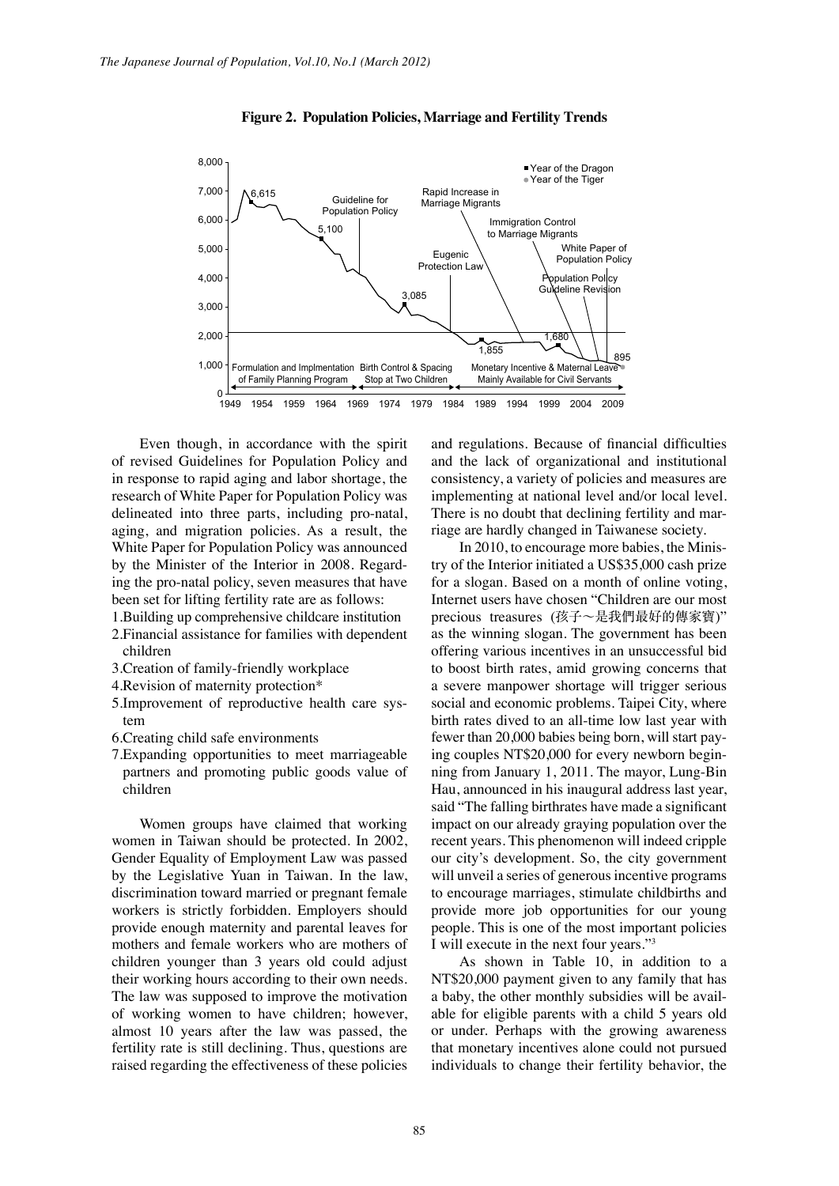**Figure 2. Population Policies, Marriage and Fertility Trends**

Even though, in accordance with the spirit of revised Guidelines for Population Policy and in response to rapid aging and labor shortage, the research of White Paper for Population Policy was delineated into three parts, including pro-natal, aging, and migration policies. As a result, the White Paper for Population Policy was announced by the Minister of the Interior in 2008. Regarding the pro-natal policy, seven measures that have been set for lifting fertility rate are as follows:

1. Building up comprehensive childcare institution
2. Financial assistance for families with dependent children
3. Creation of family-friendly workplace
4. Revision of maternity protection*
5. Improvement of reproductive health care system
6. Creating child safe environments
7. Expanding opportunities to meet marriageable partners and promoting public goods value of children

Women groups have claimed that working women in Taiwan should be protected. In 2002, Gender Equality of Employment Law was passed by the Legislative Yuan in Taiwan. In the law, discrimination toward married or pregnant female workers is strictly forbidden. Employers should provide enough maternity and parental leaves for mothers and female workers who are mothers of children younger than 3 years old could adjust their working hours according to their own needs. The law was supposed to improve the motivation of working women to have children; however, almost 10 years after the law was passed, the fertility rate is still declining. Thus, questions are raised regarding the effectiveness of these policies and regulations. Because of financial difficulties and the lack of organizational and institutional consistency, a variety of policies and measures are implementing at national level and/or local level. There is no doubt that declining fertility and marriage are hardly changed in Taiwanese society.

In 2010, to encourage more babies, the Ministry of the Interior initiated a US$35,000 cash prize for a slogan. Based on a month of online voting, Internet users have chosen "Children are our most precious treasures (孩子～是我們最好的傳家寶)" as the winning slogan. The government has been offering various incentives in an unsuccessful bid to boost birth rates, amid growing concerns that a severe manpower shortage will trigger serious social and economic problems. Taipei City, where birth rates dived to an all-time low last year with fewer than 20,000 babies being born, will start paying couples NT$20,000 for every newborn beginning from January 1, 2011. The mayor, Lung-Bin Hau, announced in his inaugural address last year, said "The falling birthrates have made a significant impact on our already graying population over the recent years. This phenomenon will indeed cripple our city's development. So, the city government will unveil a series of generous incentive programs to encourage marriages, stimulate childbirths and provide more job opportunities for our young people. This is one of the most important policies I will execute in the next four years."[3]

As shown in Table 10, in addition to a NT$20,000 payment given to any family that has a baby, the other monthly subsidies will be available for eligible parents with a child 5 years old or under. Perhaps with the growing awareness that monetary incentives alone could not pursued individuals to change their fertility behavior, the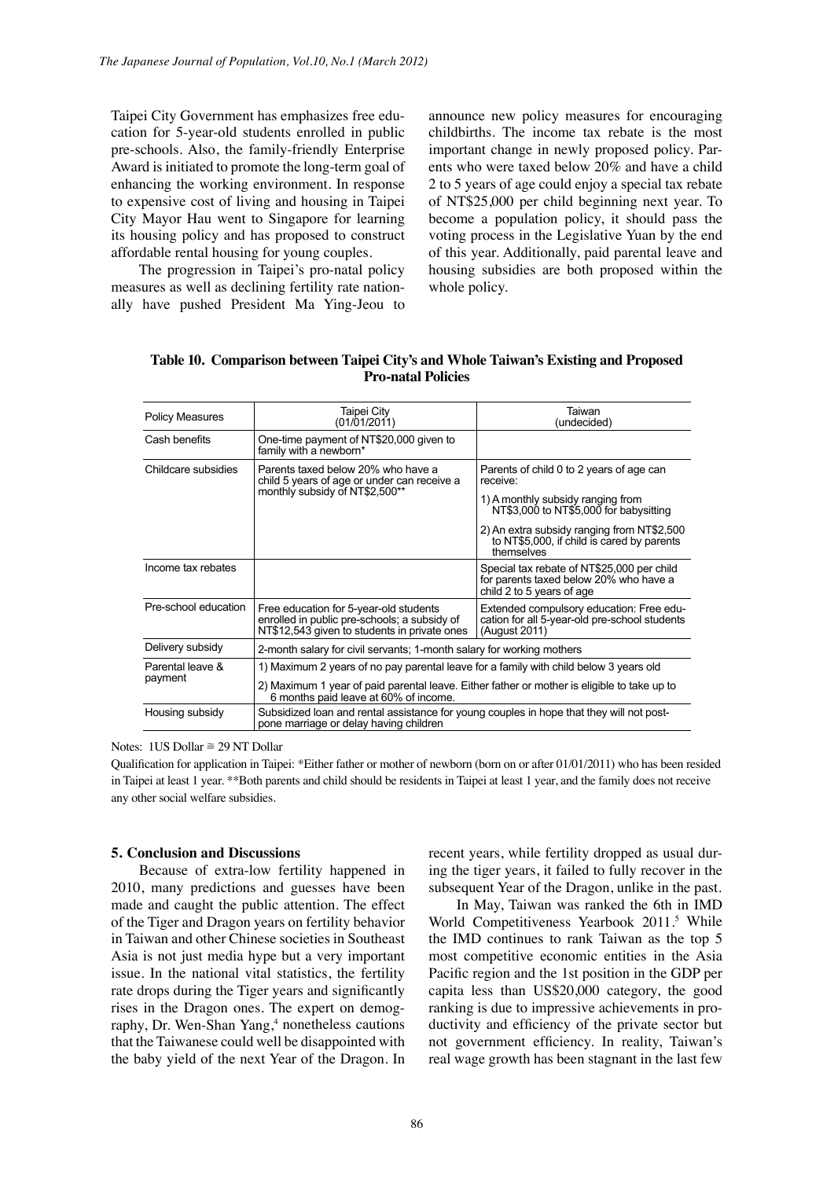Taipei City Government has emphasizes free education for 5-year-old students enrolled in public pre-schools. Also, the family-friendly Enterprise Award is initiated to promote the long-term goal of enhancing the working environment. In response to expensive cost of living and housing in Taipei City Mayor Hau went to Singapore for learning its housing policy and has proposed to construct affordable rental housing for young couples.

The progression in Taipei's pro-natal policy measures as well as declining fertility rate nationally have pushed President Ma Ying-Jeou to announce new policy measures for encouraging childbirths. The income tax rebate is the most important change in newly proposed policy. Parents who were taxed below 20% and have a child 2 to 5 years of age could enjoy a special tax rebate of NT$25,000 per child beginning next year. To become a population policy, it should pass the voting process in the Legislative Yuan by the end of this year. Additionally, paid parental leave and housing subsidies are both proposed within the whole policy.

**Table 10. Comparison between Taipei City's and Whole Taiwan's Existing and Proposed Pro-natal Policies**

| Policy Measures | Taipei City (01/01/2011) | Taiwan (undecided) |
|---|---|---|
| Cash benefits | One-time payment of NT$20,000 given to family with a newborn* | |
| Childcare subsidies | Parents taxed below 20% who have a child 5 years of age or under can receive a monthly subsidy of NT$2,500** | Parents of child 0 to 2 years of age can receive: 1) A monthly subsidy ranging from NT$3,000 to NT$5,000 for babysitting 2) An extra subsidy ranging from NT$2,500 to NT$5,000, if child is cared by parents themselves |
| Income tax rebates | | Special tax rebate of NT$25,000 per child for parents taxed below 20% who have a child 2 to 5 years of age |
| Pre-school education | Free education for 5-year-old students enrolled in public pre-schools; a subsidy of NT$12,543 given to students in private ones | Extended compulsory education: Free education for all 5-year-old pre-school students (August 2011) |
| Delivery subsidy | 2-month salary for civil servants; 1-month salary for working mothers | |
| Parental leave & payment | 1) Maximum 2 years of no pay parental leave for a family with child below 3 years old 2) Maximum 1 year of paid parental leave. Either father or mother is eligible to take up to 6 months paid leave at 60% of income. | |
| Housing subsidy | Subsidized loan and rental assistance for young couples in hope that they will not postpone marriage or delay having children | |

Notes: 1US Dollar ≅ 29 NT Dollar

Qualification for application in Taipei: *Either father or mother of newborn (born on or after 01/01/2011) who has been resided in Taipei at least 1 year. **Both parents and child should be residents in Taipei at least 1 year, and the family does not receive any other social welfare subsidies.

## 5. Conclusion and Discussions

Because of extra-low fertility happened in 2010, many predictions and guesses have been made and caught the public attention. The effect of the Tiger and Dragon years on fertility behavior in Taiwan and other Chinese societies in Southeast Asia is not just media hype but a very important issue. In the national vital statistics, the fertility rate drops during the Tiger years and significantly rises in the Dragon ones. The expert on demography, Dr. Wen-Shan Yang,[4] nonetheless cautions that the Taiwanese could well be disappointed with the baby yield of the next Year of the Dragon. In recent years, while fertility dropped as usual during the tiger years, it failed to fully recover in the subsequent Year of the Dragon, unlike in the past.

In May, Taiwan was ranked the 6th in IMD World Competitiveness Yearbook 2011.[5] While the IMD continues to rank Taiwan as the top 5 most competitive economic entities in the Asia Pacific region and the 1st position in the GDP per capita less than US$20,000 category, the good ranking is due to impressive achievements in productivity and efficiency of the private sector but not government efficiency. In reality, Taiwan's real wage growth has been stagnant in the last few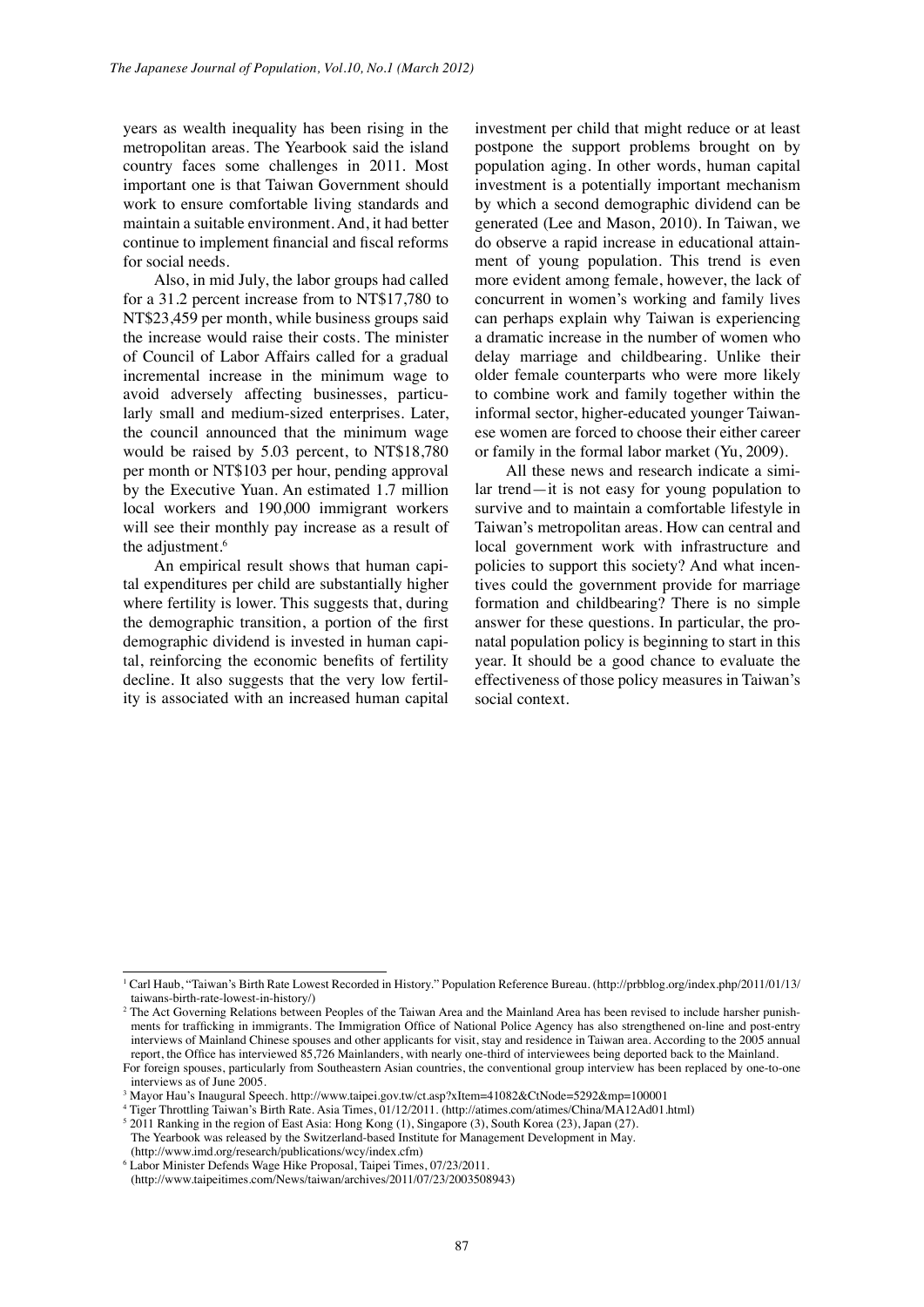years as wealth inequality has been rising in the metropolitan areas. The Yearbook said the island country faces some challenges in 2011. Most important one is that Taiwan Government should work to ensure comfortable living standards and maintain a suitable environment. And, it had better continue to implement financial and fiscal reforms for social needs.

Also, in mid July, the labor groups had called for a 31.2 percent increase from to NT$17,780 to NT$23,459 per month, while business groups said the increase would raise their costs. The minister of Council of Labor Affairs called for a gradual incremental increase in the minimum wage to avoid adversely affecting businesses, particularly small and medium-sized enterprises. Later, the council announced that the minimum wage would be raised by 5.03 percent, to NT$18,780 per month or NT$103 per hour, pending approval by the Executive Yuan. An estimated 1.7 million local workers and 190,000 immigrant workers will see their monthly pay increase as a result of the adjustment.[6]

An empirical result shows that human capital expenditures per child are substantially higher where fertility is lower. This suggests that, during the demographic transition, a portion of the first demographic dividend is invested in human capital, reinforcing the economic benefits of fertility decline. It also suggests that the very low fertility is associated with an increased human capital investment per child that might reduce or at least postpone the support problems brought on by population aging. In other words, human capital investment is a potentially important mechanism by which a second demographic dividend can be generated (Lee and Mason, 2010). In Taiwan, we do observe a rapid increase in educational attainment of young population. This trend is even more evident among female, however, the lack of concurrent in women's working and family lives can perhaps explain why Taiwan is experiencing a dramatic increase in the number of women who delay marriage and childbearing. Unlike their older female counterparts who were more likely to combine work and family together within the informal sector, higher-educated younger Taiwanese women are forced to choose their either career or family in the formal labor market (Yu, 2009).

All these news and research indicate a similar trend—it is not easy for young population to survive and to maintain a comfortable lifestyle in Taiwan's metropolitan areas. How can central and local government work with infrastructure and policies to support this society? And what incentives could the government provide for marriage formation and childbearing? There is no simple answer for these questions. In particular, the pronatal population policy is beginning to start in this year. It should be a good chance to evaluate the effectiveness of those policy measures in Taiwan's social context.

---

[1] Carl Haub, "Taiwan's Birth Rate Lowest Recorded in History." Population Reference Bureau. (http://prbblog.org/index.php/2011/01/13/taiwans-birth-rate-lowest-in-history/)

[2] The Act Governing Relations between Peoples of the Taiwan Area and the Mainland Area has been revised to include harsher punishments for trafficking in immigrants. The Immigration Office of National Police Agency has also strengthened on-line and post-entry interviews of Mainland Chinese spouses and other applicants for visit, stay and residence in Taiwan area. According to the 2005 annual report, the Office has interviewed 85,726 Mainlanders, with nearly one-third of interviewees being deported back to the Mainland.
For foreign spouses, particularly from Southeastern Asian countries, the conventional group interview has been replaced by one-to-one interviews as of June 2005.

[3] Mayor Hau's Inaugural Speech. http://www.taipei.gov.tw/ct.asp?xItem=41082&CtNode=5292&mp=100001

[4] Tiger Throttling Taiwan's Birth Rate. Asia Times, 01/12/2011. (http://atimes.com/atimes/China/MA12Ad01.html)

[5] 2011 Ranking in the region of East Asia: Hong Kong (1), Singapore (3), South Korea (23), Japan (27).
The Yearbook was released by the Switzerland-based Institute for Management Development in May.
(http://www.imd.org/research/publications/wcy/index.cfm)

[6] Labor Minister Defends Wage Hike Proposal, Taipei Times, 07/23/2011.
(http://www.taipeitimes.com/News/taiwan/archives/2011/07/23/2003508943)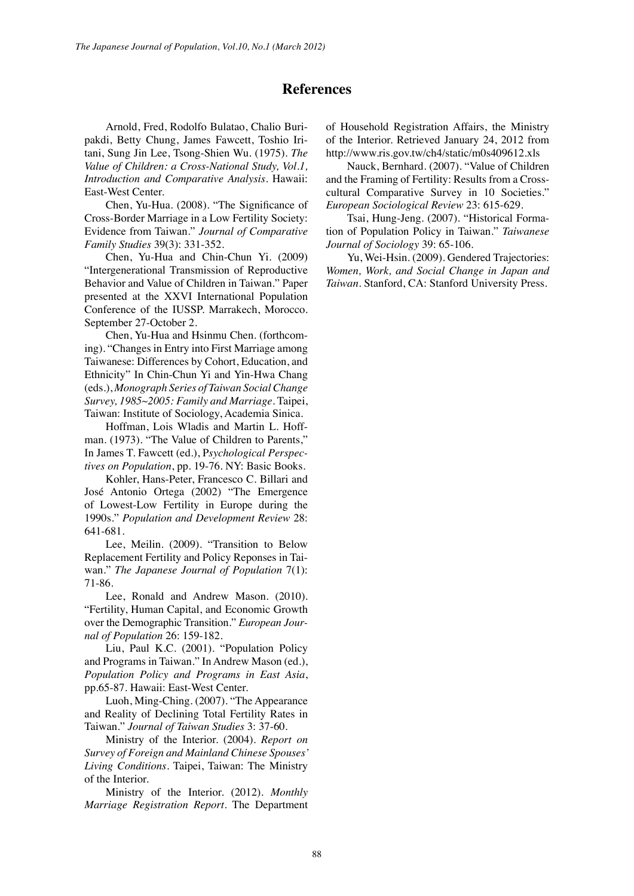## References

Arnold, Fred, Rodolfo Bulatao, Chalio Buripakdi, Betty Chung, James Fawcett, Toshio Iritani, Sung Jin Lee, Tsong-Shien Wu. (1975). *The Value of Children: a Cross-National Study, Vol.1, Introduction and Comparative Analysis*. Hawaii: East-West Center.

Chen, Yu-Hua. (2008). "The Significance of Cross-Border Marriage in a Low Fertility Society: Evidence from Taiwan." *Journal of Comparative Family Studies* 39(3): 331-352.

Chen, Yu-Hua and Chin-Chun Yi. (2009) "Intergenerational Transmission of Reproductive Behavior and Value of Children in Taiwan." Paper presented at the XXVI International Population Conference of the IUSSP. Marrakech, Morocco. September 27-October 2.

Chen, Yu-Hua and Hsinmu Chen. (forthcoming). "Changes in Entry into First Marriage among Taiwanese: Differences by Cohort, Education, and Ethnicity" In Chin-Chun Yi and Yin-Hwa Chang (eds.), *Monograph Series of Taiwan Social Change Survey, 1985~2005: Family and Marriage*. Taipei, Taiwan: Institute of Sociology, Academia Sinica.

Hoffman, Lois Wladis and Martin L. Hoffman. (1973). "The Value of Children to Parents," In James T. Fawcett (ed.), P*sychological Perspectives on Population*, pp. 19-76. NY: Basic Books.

Kohler, Hans-Peter, Francesco C. Billari and José Antonio Ortega (2002) "The Emergence of Lowest-Low Fertility in Europe during the 1990s." *Population and Development Review* 28: 641-681.

Lee, Meilin. (2009). "Transition to Below Replacement Fertility and Policy Reponses in Taiwan." *The Japanese Journal of Population* 7(1): 71-86.

Lee, Ronald and Andrew Mason. (2010). "Fertility, Human Capital, and Economic Growth over the Demographic Transition." *European Journal of Population* 26: 159-182.

Liu, Paul K.C. (2001). "Population Policy and Programs in Taiwan." In Andrew Mason (ed.), *Population Policy and Programs in East Asia*, pp.65-87. Hawaii: East-West Center.

Luoh, Ming-Ching. (2007). "The Appearance and Reality of Declining Total Fertility Rates in Taiwan." *Journal of Taiwan Studies* 3: 37-60.

Ministry of the Interior. (2004). *Report on Survey of Foreign and Mainland Chinese Spouses' Living Conditions*. Taipei, Taiwan: The Ministry of the Interior.

Ministry of the Interior. (2012). *Monthly Marriage Registration Report*. The Department of Household Registration Affairs, the Ministry of the Interior. Retrieved January 24, 2012 from http://www.ris.gov.tw/ch4/static/m0s409612.xls

Nauck, Bernhard. (2007). "Value of Children and the Framing of Fertility: Results from a Cross-cultural Comparative Survey in 10 Societies." *European Sociological Review* 23: 615-629.

Tsai, Hung-Jeng. (2007). "Historical Formation of Population Policy in Taiwan." *Taiwanese Journal of Sociology* 39: 65-106.

Yu, Wei-Hsin. (2009). Gendered Trajectories: *Women, Work, and Social Change in Japan and Taiwan*. Stanford, CA: Stanford University Press.